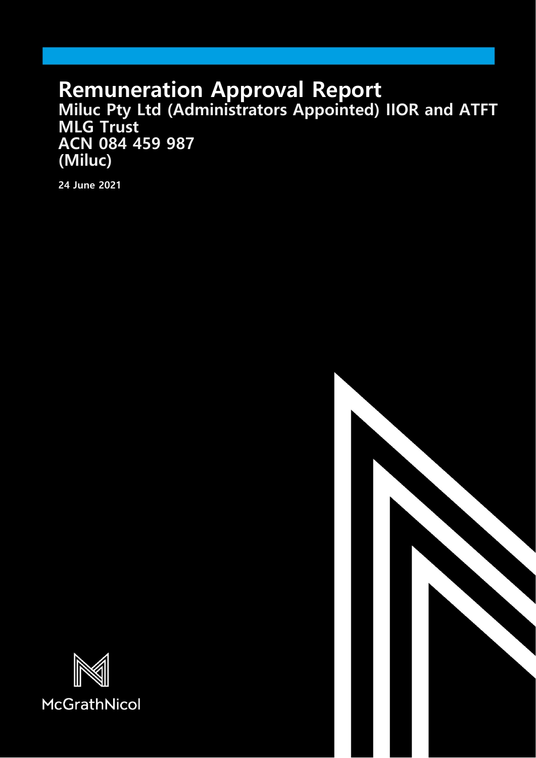# Remuneration Approval Report

## Miluc Pty Ltd (Administrators Appointed) IIOR and ATFT MLG Trust
## ACN 084 459 987
## (Miluc)

**24 June 2021**

McGrathNicol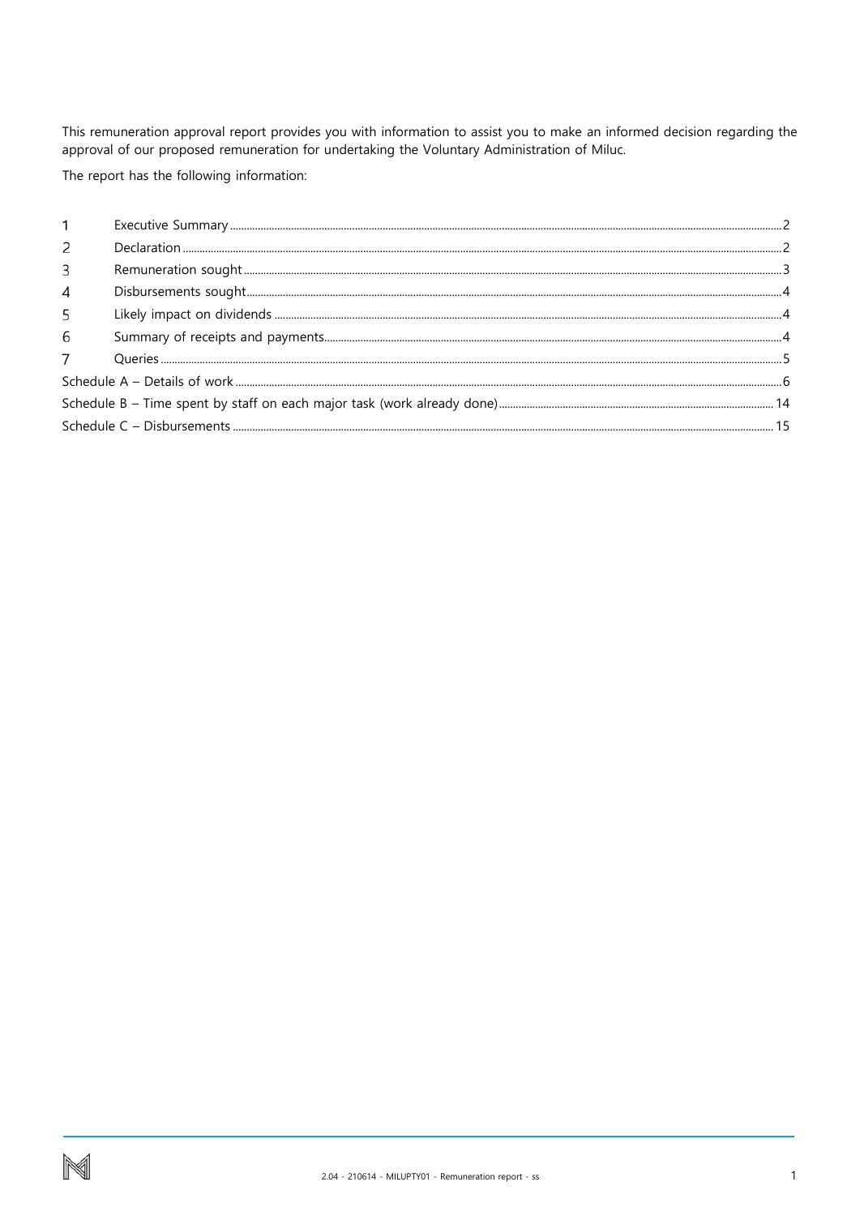This remuneration approval report provides you with information to assist you to make an informed decision regarding the approval of our proposed remuneration for undertaking the Voluntary Administration of Miluc.

The report has the following information:

| | | |
|---|---|---|
| 1 | Executive Summary | 2 |
| 2 | Declaration | 2 |
| 3 | Remuneration sought | 3 |
| 4 | Disbursements sought | 4 |
| 5 | Likely impact on dividends | 4 |
| 6 | Summary of receipts and payments | 4 |
| 7 | Queries | 5 |
| Schedule A – Details of work | | 6 |
| Schedule B – Time spent by staff on each major task (work already done) | | 14 |
| Schedule C – Disbursements | | 15 |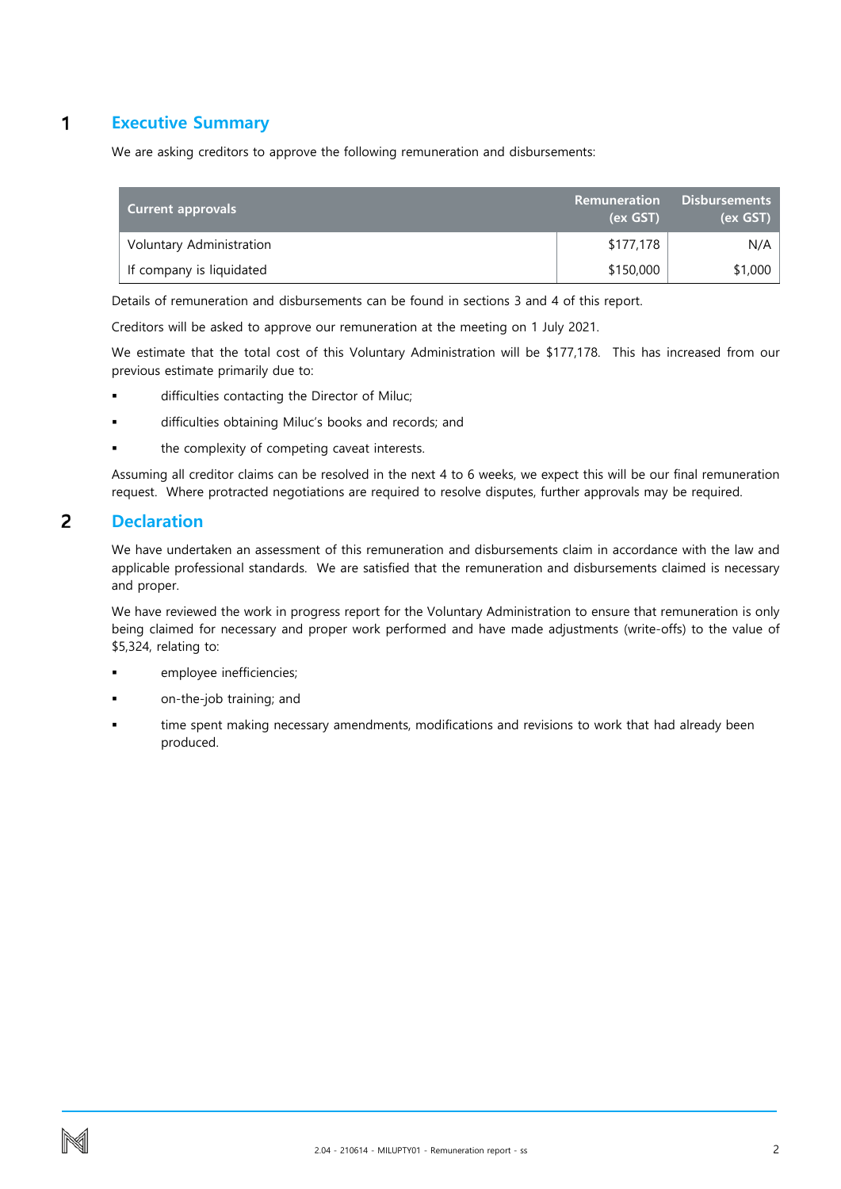# 1 Executive Summary

We are asking creditors to approve the following remuneration and disbursements:

| Current approvals | Remuneration (ex GST) | Disbursements (ex GST) |
|---|---|---|
| Voluntary Administration | $177,178 | N/A |
| If company is liquidated | $150,000 | $1,000 |

Details of remuneration and disbursements can be found in sections 3 and 4 of this report.

Creditors will be asked to approve our remuneration at the meeting on 1 July 2021.

We estimate that the total cost of this Voluntary Administration will be $177,178. This has increased from our previous estimate primarily due to:

- difficulties contacting the Director of Miluc;
- difficulties obtaining Miluc's books and records; and
- the complexity of competing caveat interests.

Assuming all creditor claims can be resolved in the next 4 to 6 weeks, we expect this will be our final remuneration request. Where protracted negotiations are required to resolve disputes, further approvals may be required.

# 2 Declaration

We have undertaken an assessment of this remuneration and disbursements claim in accordance with the law and applicable professional standards. We are satisfied that the remuneration and disbursements claimed is necessary and proper.

We have reviewed the work in progress report for the Voluntary Administration to ensure that remuneration is only being claimed for necessary and proper work performed and have made adjustments (write-offs) to the value of $5,324, relating to:

- employee inefficiencies;
- on-the-job training; and
- time spent making necessary amendments, modifications and revisions to work that had already been produced.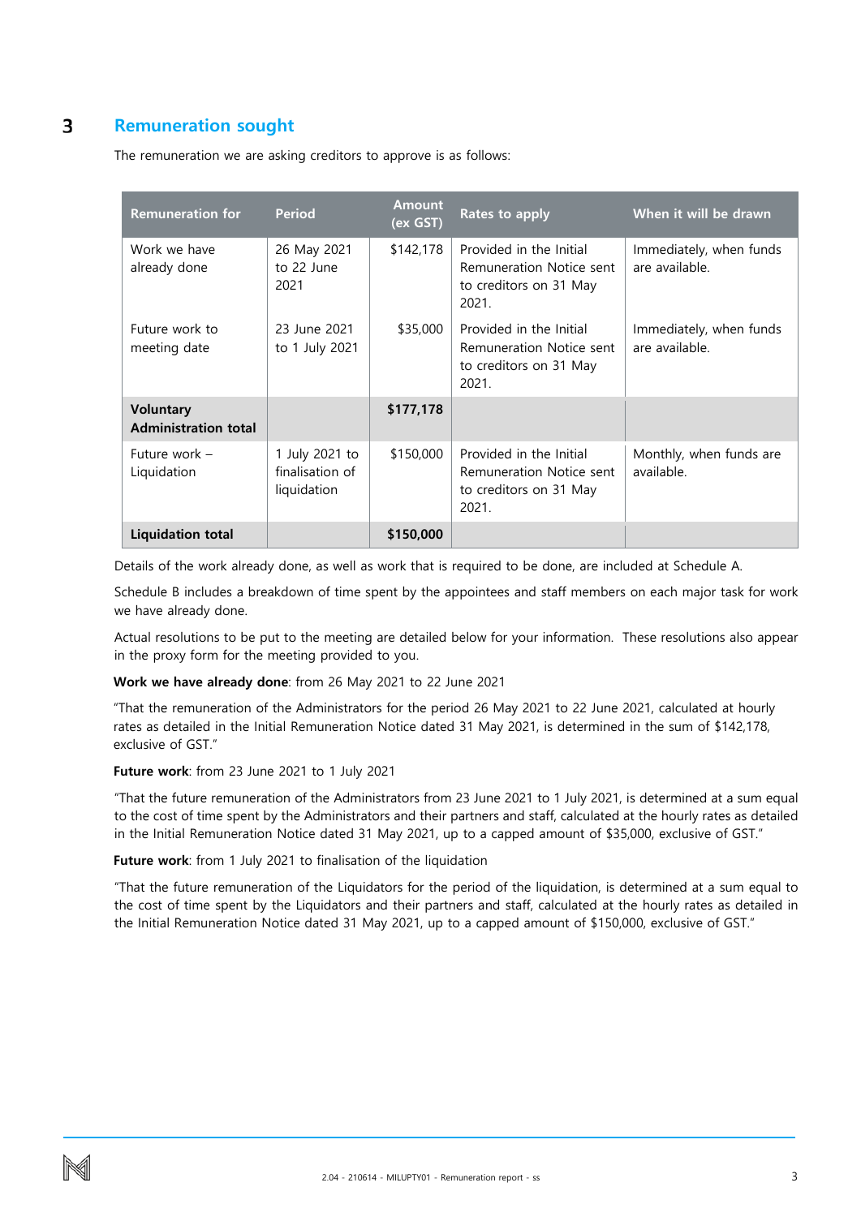## 3 Remuneration sought

The remuneration we are asking creditors to approve is as follows:

| Remuneration for | Period | Amount (ex GST) | Rates to apply | When it will be drawn |
|---|---|---|---|---|
| Work we have already done | 26 May 2021 to 22 June 2021 | $142,178 | Provided in the Initial Remuneration Notice sent to creditors on 31 May 2021. | Immediately, when funds are available. |
| Future work to meeting date | 23 June 2021 to 1 July 2021 | $35,000 | Provided in the Initial Remuneration Notice sent to creditors on 31 May 2021. | Immediately, when funds are available. |
| **Voluntary Administration total** | | **$177,178** | | |
| Future work – Liquidation | 1 July 2021 to finalisation of liquidation | $150,000 | Provided in the Initial Remuneration Notice sent to creditors on 31 May 2021. | Monthly, when funds are available. |
| **Liquidation total** | | **$150,000** | | |

Details of the work already done, as well as work that is required to be done, are included at Schedule A.

Schedule B includes a breakdown of time spent by the appointees and staff members on each major task for work we have already done.

Actual resolutions to be put to the meeting are detailed below for your information. These resolutions also appear in the proxy form for the meeting provided to you.

**Work we have already done**: from 26 May 2021 to 22 June 2021

"That the remuneration of the Administrators for the period 26 May 2021 to 22 June 2021, calculated at hourly rates as detailed in the Initial Remuneration Notice dated 31 May 2021, is determined in the sum of $142,178, exclusive of GST."

**Future work**: from 23 June 2021 to 1 July 2021

"That the future remuneration of the Administrators from 23 June 2021 to 1 July 2021, is determined at a sum equal to the cost of time spent by the Administrators and their partners and staff, calculated at the hourly rates as detailed in the Initial Remuneration Notice dated 31 May 2021, up to a capped amount of $35,000, exclusive of GST."

**Future work**: from 1 July 2021 to finalisation of the liquidation

"That the future remuneration of the Liquidators for the period of the liquidation, is determined at a sum equal to the cost of time spent by the Liquidators and their partners and staff, calculated at the hourly rates as detailed in the Initial Remuneration Notice dated 31 May 2021, up to a capped amount of $150,000, exclusive of GST."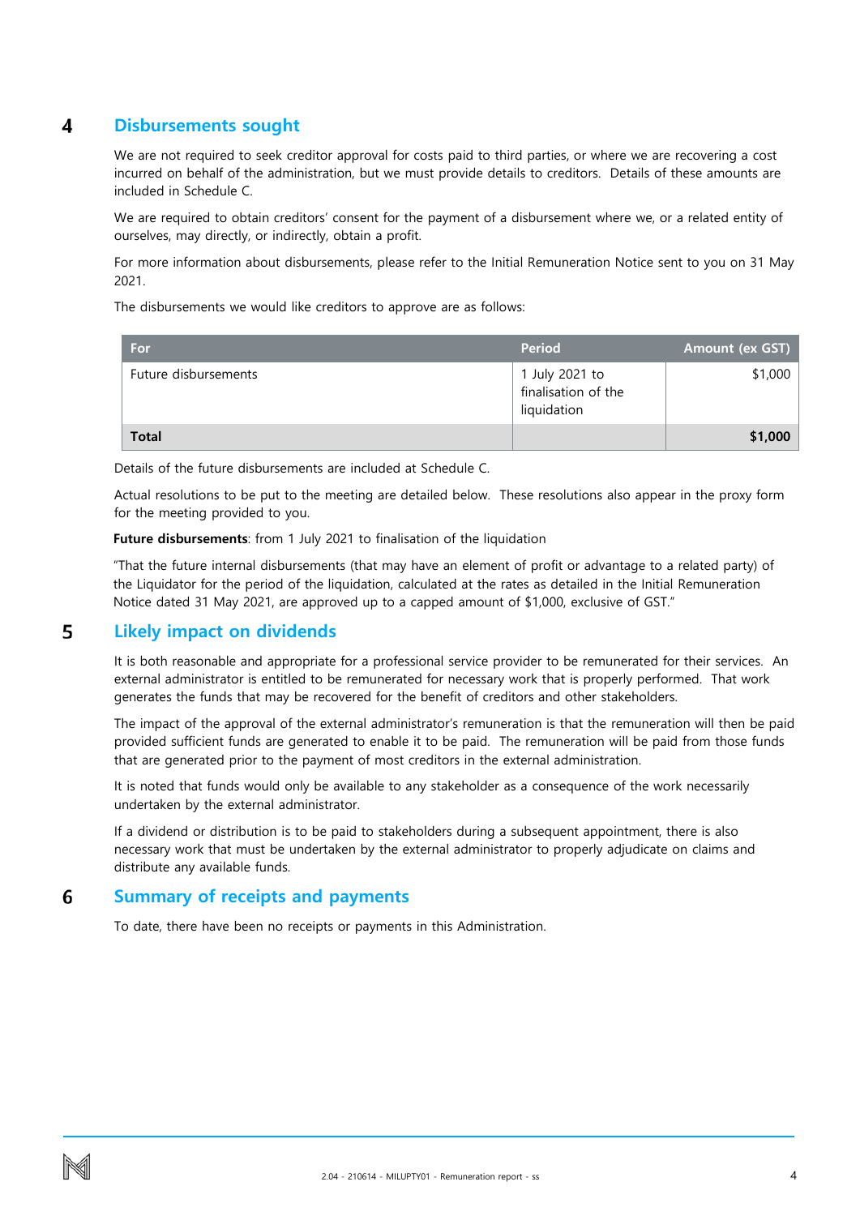## 4 Disbursements sought

We are not required to seek creditor approval for costs paid to third parties, or where we are recovering a cost incurred on behalf of the administration, but we must provide details to creditors. Details of these amounts are included in Schedule C.

We are required to obtain creditors' consent for the payment of a disbursement where we, or a related entity of ourselves, may directly, or indirectly, obtain a profit.

For more information about disbursements, please refer to the Initial Remuneration Notice sent to you on 31 May 2021.

The disbursements we would like creditors to approve are as follows:

| For | Period | Amount (ex GST) |
|---|---|---|
| Future disbursements | 1 July 2021 to finalisation of the liquidation | $1,000 |
| **Total** | | **$1,000** |

Details of the future disbursements are included at Schedule C.

Actual resolutions to be put to the meeting are detailed below. These resolutions also appear in the proxy form for the meeting provided to you.

**Future disbursements**: from 1 July 2021 to finalisation of the liquidation

"That the future internal disbursements (that may have an element of profit or advantage to a related party) of the Liquidator for the period of the liquidation, calculated at the rates as detailed in the Initial Remuneration Notice dated 31 May 2021, are approved up to a capped amount of $1,000, exclusive of GST."

## 5 Likely impact on dividends

It is both reasonable and appropriate for a professional service provider to be remunerated for their services. An external administrator is entitled to be remunerated for necessary work that is properly performed. That work generates the funds that may be recovered for the benefit of creditors and other stakeholders.

The impact of the approval of the external administrator's remuneration is that the remuneration will then be paid provided sufficient funds are generated to enable it to be paid. The remuneration will be paid from those funds that are generated prior to the payment of most creditors in the external administration.

It is noted that funds would only be available to any stakeholder as a consequence of the work necessarily undertaken by the external administrator.

If a dividend or distribution is to be paid to stakeholders during a subsequent appointment, there is also necessary work that must be undertaken by the external administrator to properly adjudicate on claims and distribute any available funds.

## 6 Summary of receipts and payments

To date, there have been no receipts or payments in this Administration.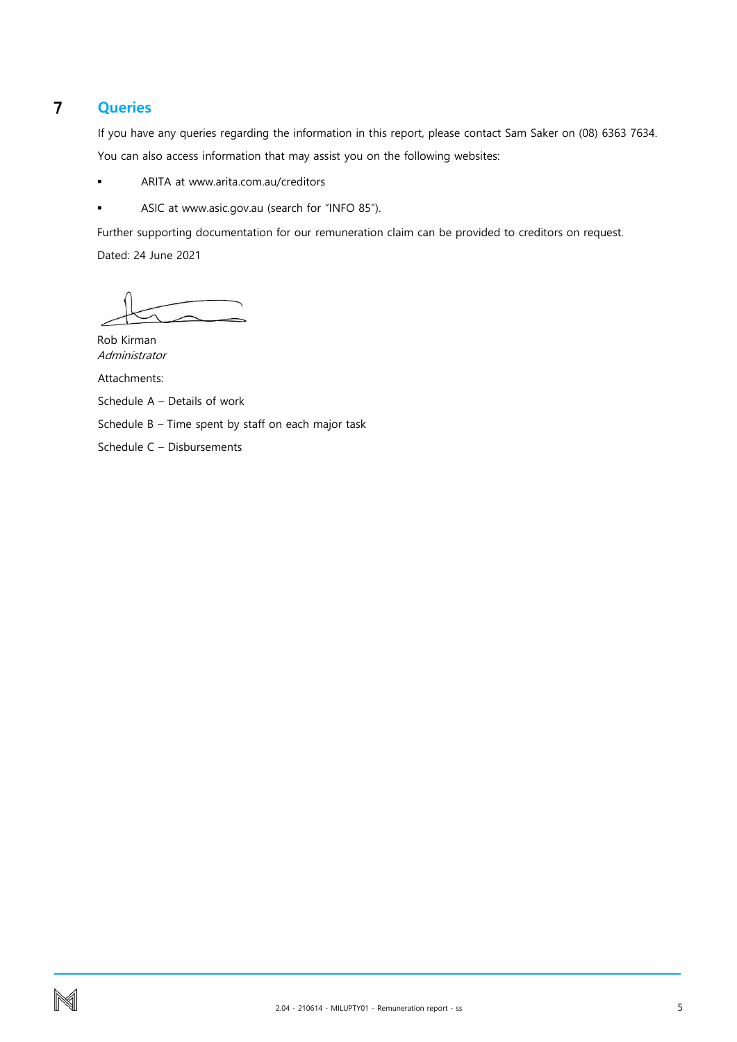## 7 Queries

If you have any queries regarding the information in this report, please contact Sam Saker on (08) 6363 7634.

You can also access information that may assist you on the following websites:

- ARITA at www.arita.com.au/creditors
- ASIC at www.asic.gov.au (search for "INFO 85").

Further supporting documentation for our remuneration claim can be provided to creditors on request.

Dated: 24 June 2021

Rob Kirman
*Administrator*

Attachments:

Schedule A – Details of work

Schedule B – Time spent by staff on each major task

Schedule C – Disbursements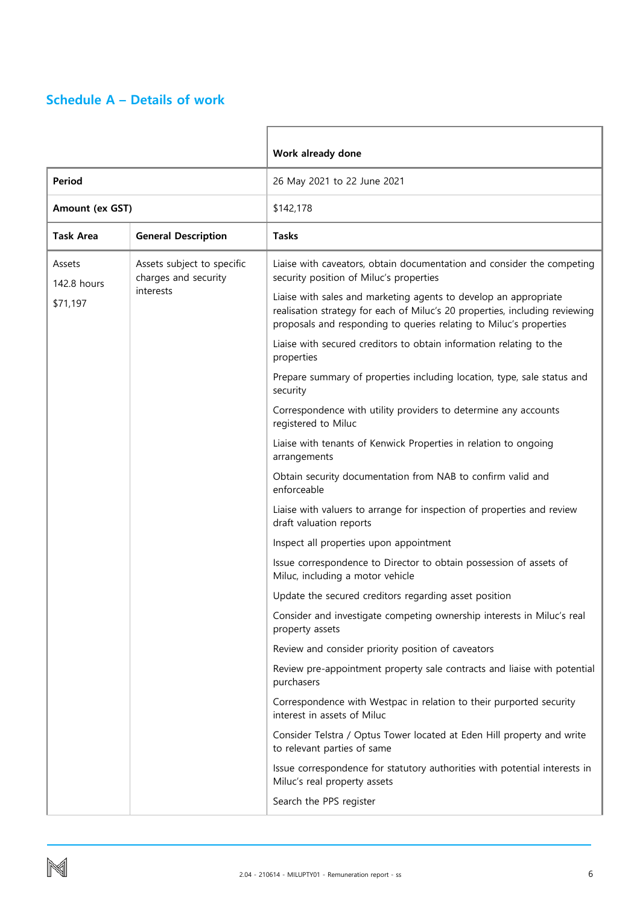## Schedule A – Details of work

| | | Work already done |
|---|---|---|
| **Period** | | 26 May 2021 to 22 June 2021 |
| **Amount (ex GST)** | | $142,178 |
| **Task Area** | **General Description** | **Tasks** |
| Assets<br>142.8 hours<br>$71,197 | Assets subject to specific charges and security interests | Liaise with caveators, obtain documentation and consider the competing security position of Miluc's properties<br><br>Liaise with sales and marketing agents to develop an appropriate realisation strategy for each of Miluc's 20 properties, including reviewing proposals and responding to queries relating to Miluc's properties<br><br>Liaise with secured creditors to obtain information relating to the properties<br><br>Prepare summary of properties including location, type, sale status and security<br><br>Correspondence with utility providers to determine any accounts registered to Miluc<br><br>Liaise with tenants of Kenwick Properties in relation to ongoing arrangements<br><br>Obtain security documentation from NAB to confirm valid and enforceable<br><br>Liaise with valuers to arrange for inspection of properties and review draft valuation reports<br><br>Inspect all properties upon appointment<br><br>Issue correspondence to Director to obtain possession of assets of Miluc, including a motor vehicle<br><br>Update the secured creditors regarding asset position<br><br>Consider and investigate competing ownership interests in Miluc's real property assets<br><br>Review and consider priority position of caveators<br><br>Review pre-appointment property sale contracts and liaise with potential purchasers<br><br>Correspondence with Westpac in relation to their purported security interest in assets of Miluc<br><br>Consider Telstra / Optus Tower located at Eden Hill property and write to relevant parties of same<br><br>Issue correspondence for statutory authorities with potential interests in Miluc's real property assets<br><br>Search the PPS register |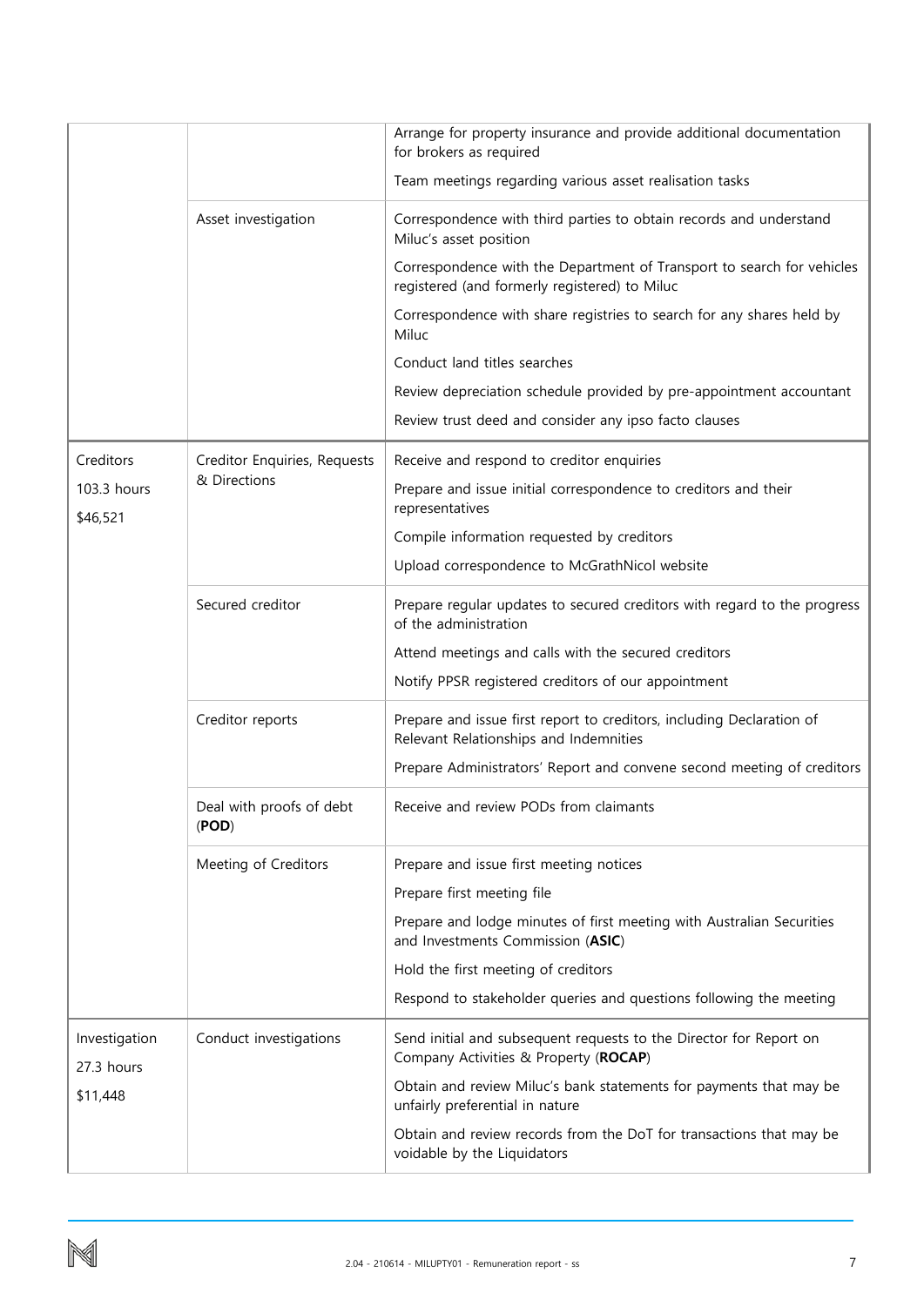| | | |
|---|---|---|
| | | Arrange for property insurance and provide additional documentation for brokers as required<br><br>Team meetings regarding various asset realisation tasks |
| | Asset investigation | Correspondence with third parties to obtain records and understand Miluc's asset position<br><br>Correspondence with the Department of Transport to search for vehicles registered (and formerly registered) to Miluc<br><br>Correspondence with share registries to search for any shares held by Miluc<br><br>Conduct land titles searches<br><br>Review depreciation schedule provided by pre-appointment accountant<br><br>Review trust deed and consider any ipso facto clauses |
| Creditors<br><br>103.3 hours<br><br>$46,521 | Creditor Enquiries, Requests & Directions | Receive and respond to creditor enquiries<br><br>Prepare and issue initial correspondence to creditors and their representatives<br><br>Compile information requested by creditors<br><br>Upload correspondence to McGrathNicol website |
| | Secured creditor | Prepare regular updates to secured creditors with regard to the progress of the administration<br><br>Attend meetings and calls with the secured creditors<br><br>Notify PPSR registered creditors of our appointment |
| | Creditor reports | Prepare and issue first report to creditors, including Declaration of Relevant Relationships and Indemnities<br><br>Prepare Administrators' Report and convene second meeting of creditors |
| | Deal with proofs of debt (**POD**) | Receive and review PODs from claimants |
| | Meeting of Creditors | Prepare and issue first meeting notices<br><br>Prepare first meeting file<br><br>Prepare and lodge minutes of first meeting with Australian Securities and Investments Commission (**ASIC**)<br><br>Hold the first meeting of creditors<br><br>Respond to stakeholder queries and questions following the meeting |
| Investigation<br><br>27.3 hours<br><br>$11,448 | Conduct investigations | Send initial and subsequent requests to the Director for Report on Company Activities & Property (**ROCAP**)<br><br>Obtain and review Miluc's bank statements for payments that may be unfairly preferential in nature<br><br>Obtain and review records from the DoT for transactions that may be voidable by the Liquidators |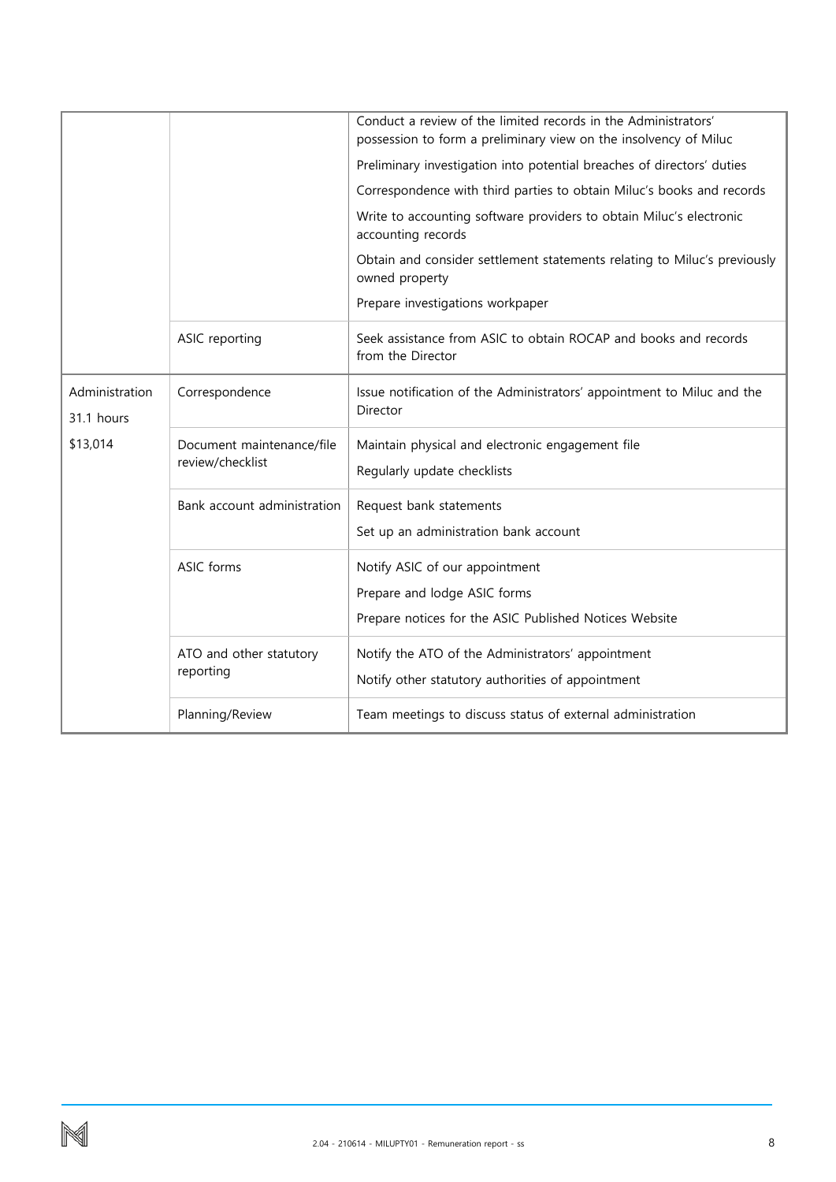| | | |
|---|---|---|
| | | Conduct a review of the limited records in the Administrators' possession to form a preliminary view on the insolvency of Miluc |
| | | Preliminary investigation into potential breaches of directors' duties |
| | | Correspondence with third parties to obtain Miluc's books and records |
| | | Write to accounting software providers to obtain Miluc's electronic accounting records |
| | | Obtain and consider settlement statements relating to Miluc's previously owned property |
| | | Prepare investigations workpaper |
| | ASIC reporting | Seek assistance from ASIC to obtain ROCAP and books and records from the Director |
| Administration<br>31.1 hours<br>$13,014 | Correspondence | Issue notification of the Administrators' appointment to Miluc and the Director |
| | Document maintenance/file review/checklist | Maintain physical and electronic engagement file<br>Regularly update checklists |
| | Bank account administration | Request bank statements<br>Set up an administration bank account |
| | ASIC forms | Notify ASIC of our appointment<br>Prepare and lodge ASIC forms<br>Prepare notices for the ASIC Published Notices Website |
| | ATO and other statutory reporting | Notify the ATO of the Administrators' appointment<br>Notify other statutory authorities of appointment |
| | Planning/Review | Team meetings to discuss status of external administration |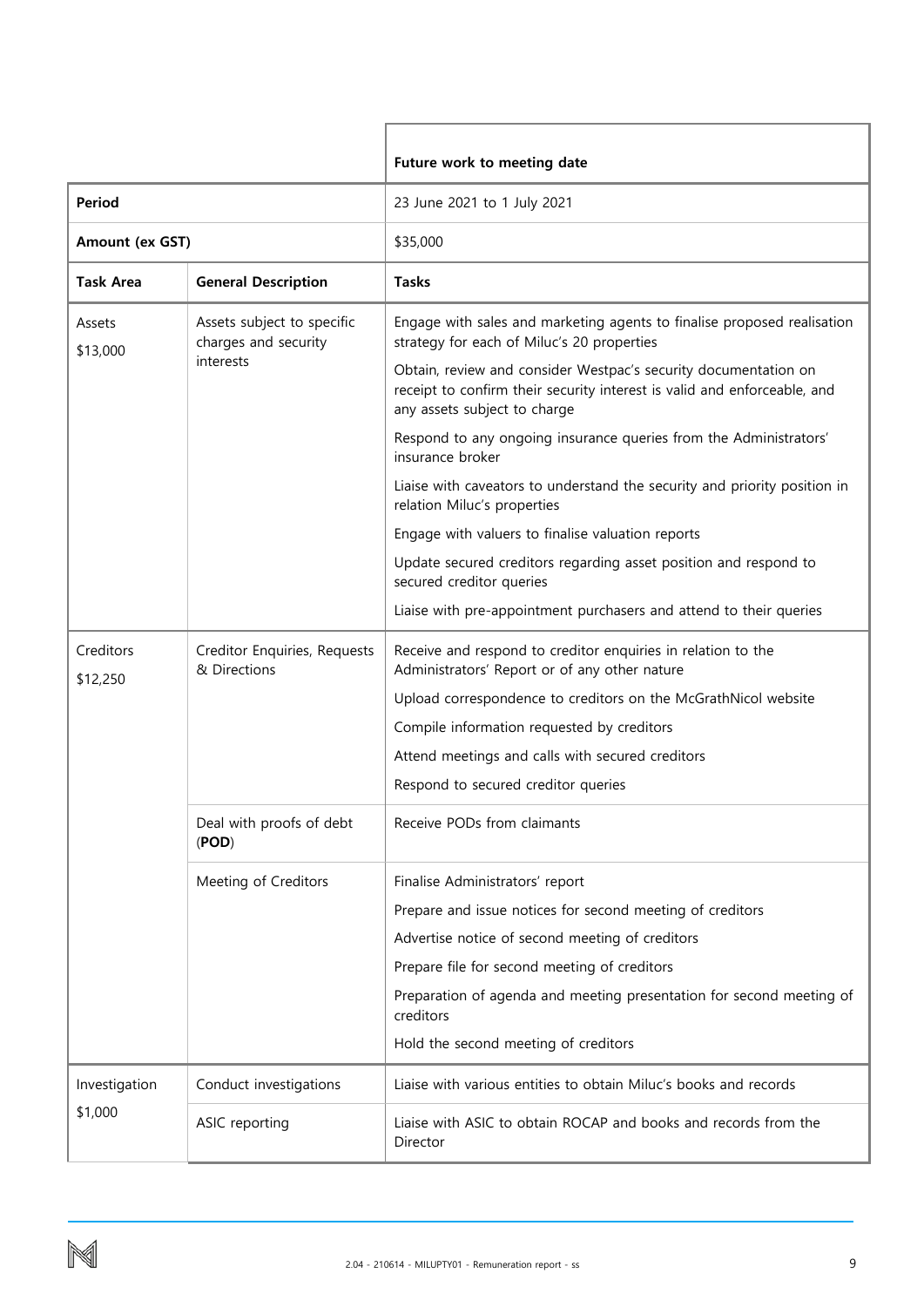| | | Future work to meeting date |
|---|---|---|
| **Period** | | 23 June 2021 to 1 July 2021 |
| **Amount (ex GST)** | | $35,000 |
| **Task Area** | **General Description** | **Tasks** |
| Assets<br>$13,000 | Assets subject to specific charges and security interests | Engage with sales and marketing agents to finalise proposed realisation strategy for each of Miluc's 20 properties<br>Obtain, review and consider Westpac's security documentation on receipt to confirm their security interest is valid and enforceable, and any assets subject to charge<br>Respond to any ongoing insurance queries from the Administrators' insurance broker<br>Liaise with caveators to understand the security and priority position in relation Miluc's properties<br>Engage with valuers to finalise valuation reports<br>Update secured creditors regarding asset position and respond to secured creditor queries<br>Liaise with pre-appointment purchasers and attend to their queries |
| Creditors<br>$12,250 | Creditor Enquiries, Requests & Directions | Receive and respond to creditor enquiries in relation to the Administrators' Report or of any other nature<br>Upload correspondence to creditors on the McGrathNicol website<br>Compile information requested by creditors<br>Attend meetings and calls with secured creditors<br>Respond to secured creditor queries |
| | Deal with proofs of debt (**POD**) | Receive PODs from claimants |
| | Meeting of Creditors | Finalise Administrators' report<br>Prepare and issue notices for second meeting of creditors<br>Advertise notice of second meeting of creditors<br>Prepare file for second meeting of creditors<br>Preparation of agenda and meeting presentation for second meeting of creditors<br>Hold the second meeting of creditors |
| Investigation<br>$1,000 | Conduct investigations | Liaise with various entities to obtain Miluc's books and records |
| | ASIC reporting | Liaise with ASIC to obtain ROCAP and books and records from the Director |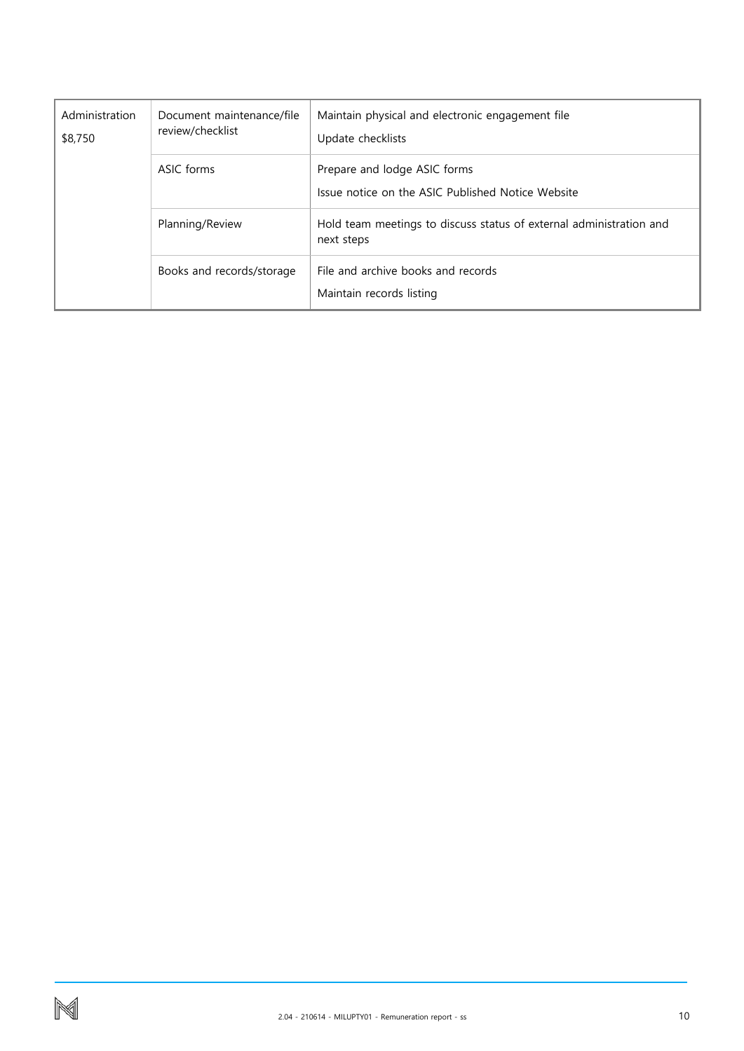| | | |
|---|---|---|
| Administration<br>$8,750 | Document maintenance/file review/checklist | Maintain physical and electronic engagement file<br>Update checklists |
| | ASIC forms | Prepare and lodge ASIC forms<br>Issue notice on the ASIC Published Notice Website |
| | Planning/Review | Hold team meetings to discuss status of external administration and next steps |
| | Books and records/storage | File and archive books and records<br>Maintain records listing |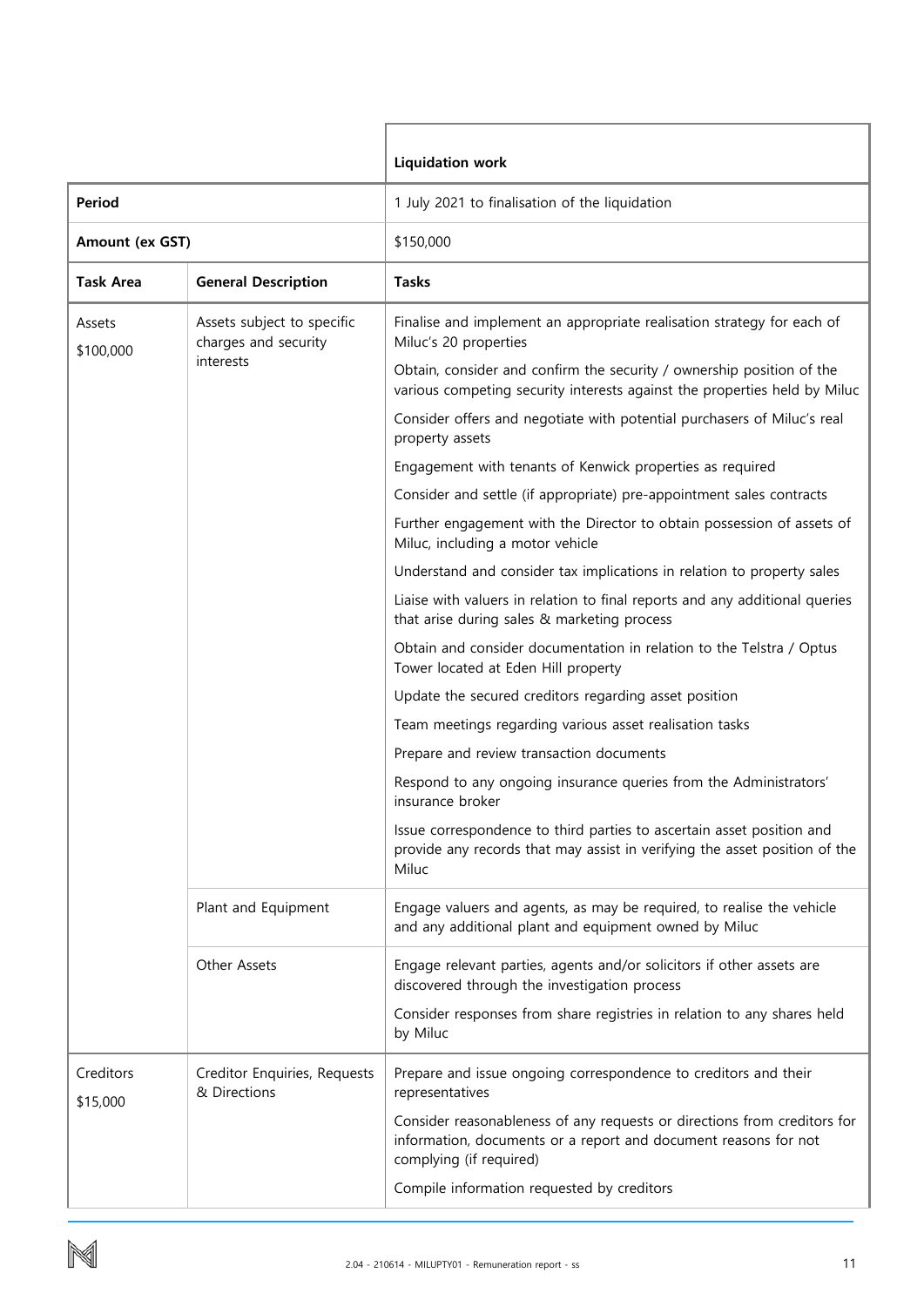| | | Liquidation work |
|---|---|---|
| **Period** | | 1 July 2021 to finalisation of the liquidation |
| **Amount (ex GST)** | | $150,000 |
| **Task Area** | **General Description** | **Tasks** |
| Assets<br>$100,000 | Assets subject to specific charges and security interests | Finalise and implement an appropriate realisation strategy for each of Miluc's 20 properties<br>Obtain, consider and confirm the security / ownership position of the various competing security interests against the properties held by Miluc<br>Consider offers and negotiate with potential purchasers of Miluc's real property assets<br>Engagement with tenants of Kenwick properties as required<br>Consider and settle (if appropriate) pre-appointment sales contracts<br>Further engagement with the Director to obtain possession of assets of Miluc, including a motor vehicle<br>Understand and consider tax implications in relation to property sales<br>Liaise with valuers in relation to final reports and any additional queries that arise during sales & marketing process<br>Obtain and consider documentation in relation to the Telstra / Optus Tower located at Eden Hill property<br>Update the secured creditors regarding asset position<br>Team meetings regarding various asset realisation tasks<br>Prepare and review transaction documents<br>Respond to any ongoing insurance queries from the Administrators' insurance broker<br>Issue correspondence to third parties to ascertain asset position and provide any records that may assist in verifying the asset position of the Miluc |
| | Plant and Equipment | Engage valuers and agents, as may be required, to realise the vehicle and any additional plant and equipment owned by Miluc |
| | Other Assets | Engage relevant parties, agents and/or solicitors if other assets are discovered through the investigation process<br>Consider responses from share registries in relation to any shares held by Miluc |
| Creditors<br>$15,000 | Creditor Enquiries, Requests & Directions | Prepare and issue ongoing correspondence to creditors and their representatives<br>Consider reasonableness of any requests or directions from creditors for information, documents or a report and document reasons for not complying (if required)<br>Compile information requested by creditors |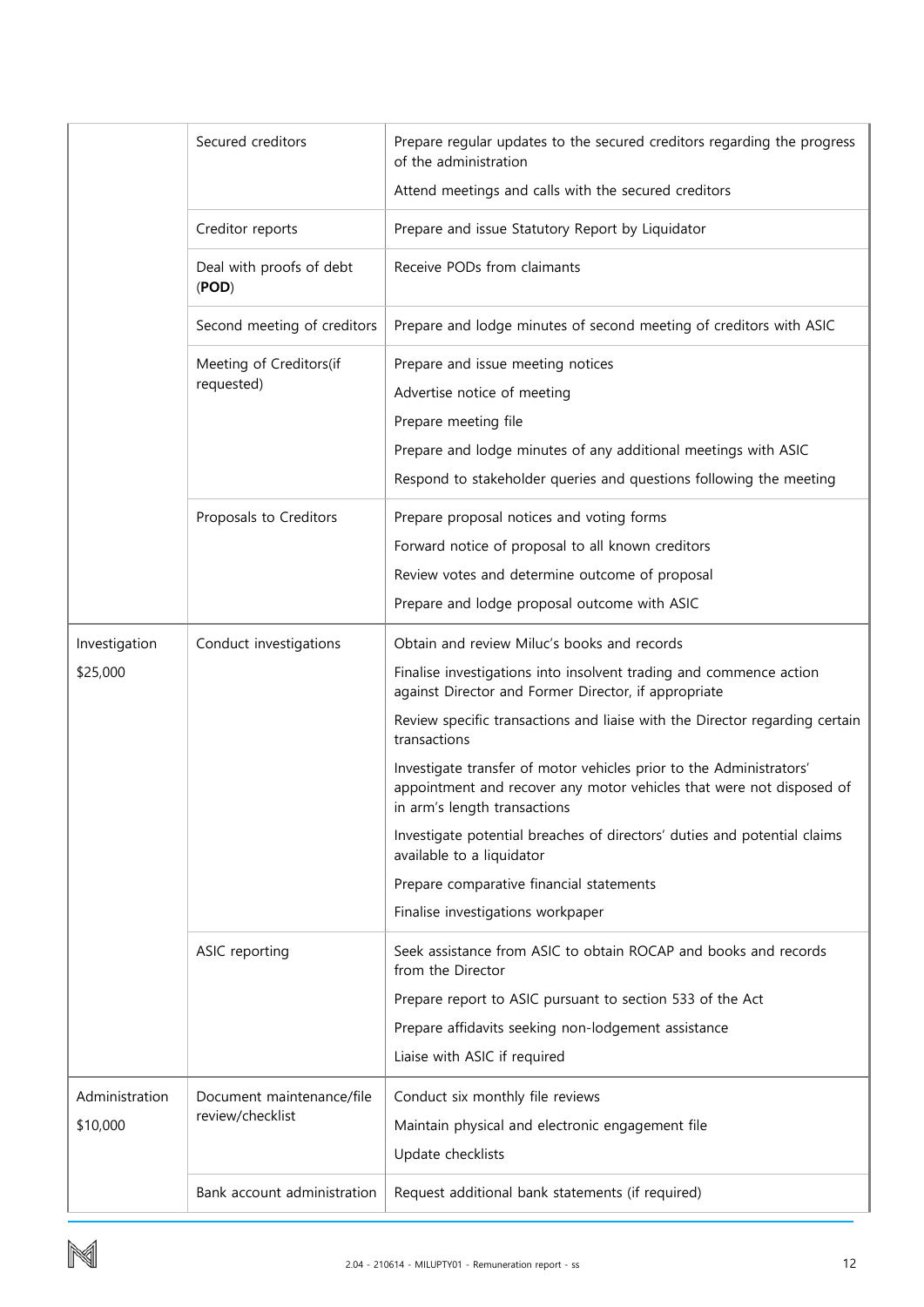| | | |
|---|---|---|
| | Secured creditors | Prepare regular updates to the secured creditors regarding the progress of the administration<br>Attend meetings and calls with the secured creditors |
| | Creditor reports | Prepare and issue Statutory Report by Liquidator |
| | Deal with proofs of debt (**POD**) | Receive PODs from claimants |
| | Second meeting of creditors | Prepare and lodge minutes of second meeting of creditors with ASIC |
| | Meeting of Creditors(if requested) | Prepare and issue meeting notices<br>Advertise notice of meeting<br>Prepare meeting file<br>Prepare and lodge minutes of any additional meetings with ASIC<br>Respond to stakeholder queries and questions following the meeting |
| | Proposals to Creditors | Prepare proposal notices and voting forms<br>Forward notice of proposal to all known creditors<br>Review votes and determine outcome of proposal<br>Prepare and lodge proposal outcome with ASIC |
| Investigation<br>$25,000 | Conduct investigations | Obtain and review Miluc's books and records<br>Finalise investigations into insolvent trading and commence action against Director and Former Director, if appropriate<br>Review specific transactions and liaise with the Director regarding certain transactions<br>Investigate transfer of motor vehicles prior to the Administrators' appointment and recover any motor vehicles that were not disposed of in arm's length transactions<br>Investigate potential breaches of directors' duties and potential claims available to a liquidator<br>Prepare comparative financial statements<br>Finalise investigations workpaper |
| | ASIC reporting | Seek assistance from ASIC to obtain ROCAP and books and records from the Director<br>Prepare report to ASIC pursuant to section 533 of the Act<br>Prepare affidavits seeking non-lodgement assistance<br>Liaise with ASIC if required |
| Administration<br>$10,000 | Document maintenance/file review/checklist | Conduct six monthly file reviews<br>Maintain physical and electronic engagement file<br>Update checklists |
| | Bank account administration | Request additional bank statements (if required) |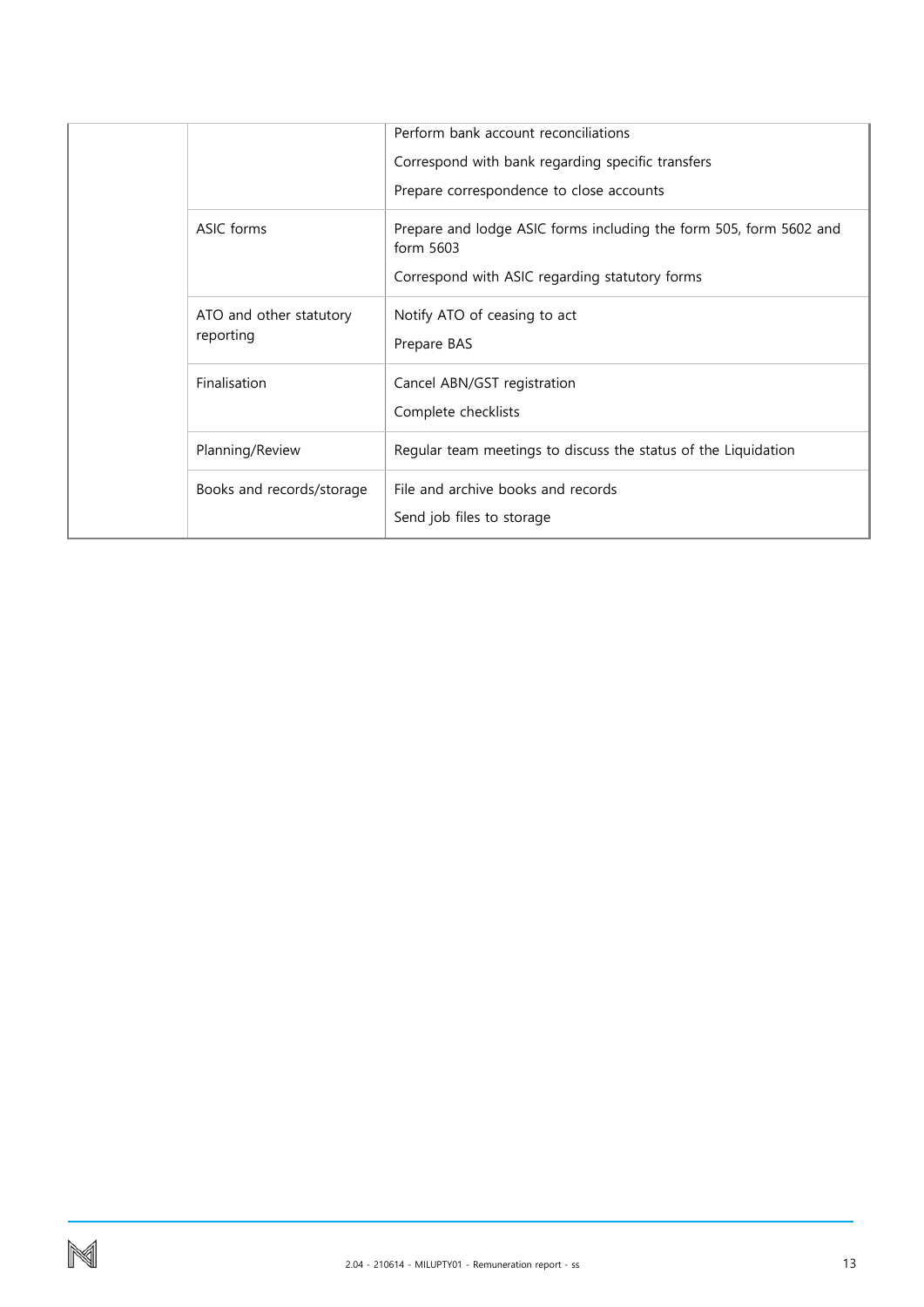| | | |
|---|---|---|
| | | Perform bank account reconciliations<br><br>Correspond with bank regarding specific transfers<br><br>Prepare correspondence to close accounts |
| | ASIC forms | Prepare and lodge ASIC forms including the form 505, form 5602 and form 5603<br><br>Correspond with ASIC regarding statutory forms |
| | ATO and other statutory reporting | Notify ATO of ceasing to act<br><br>Prepare BAS |
| | Finalisation | Cancel ABN/GST registration<br><br>Complete checklists |
| | Planning/Review | Regular team meetings to discuss the status of the Liquidation |
| | Books and records/storage | File and archive books and records<br><br>Send job files to storage |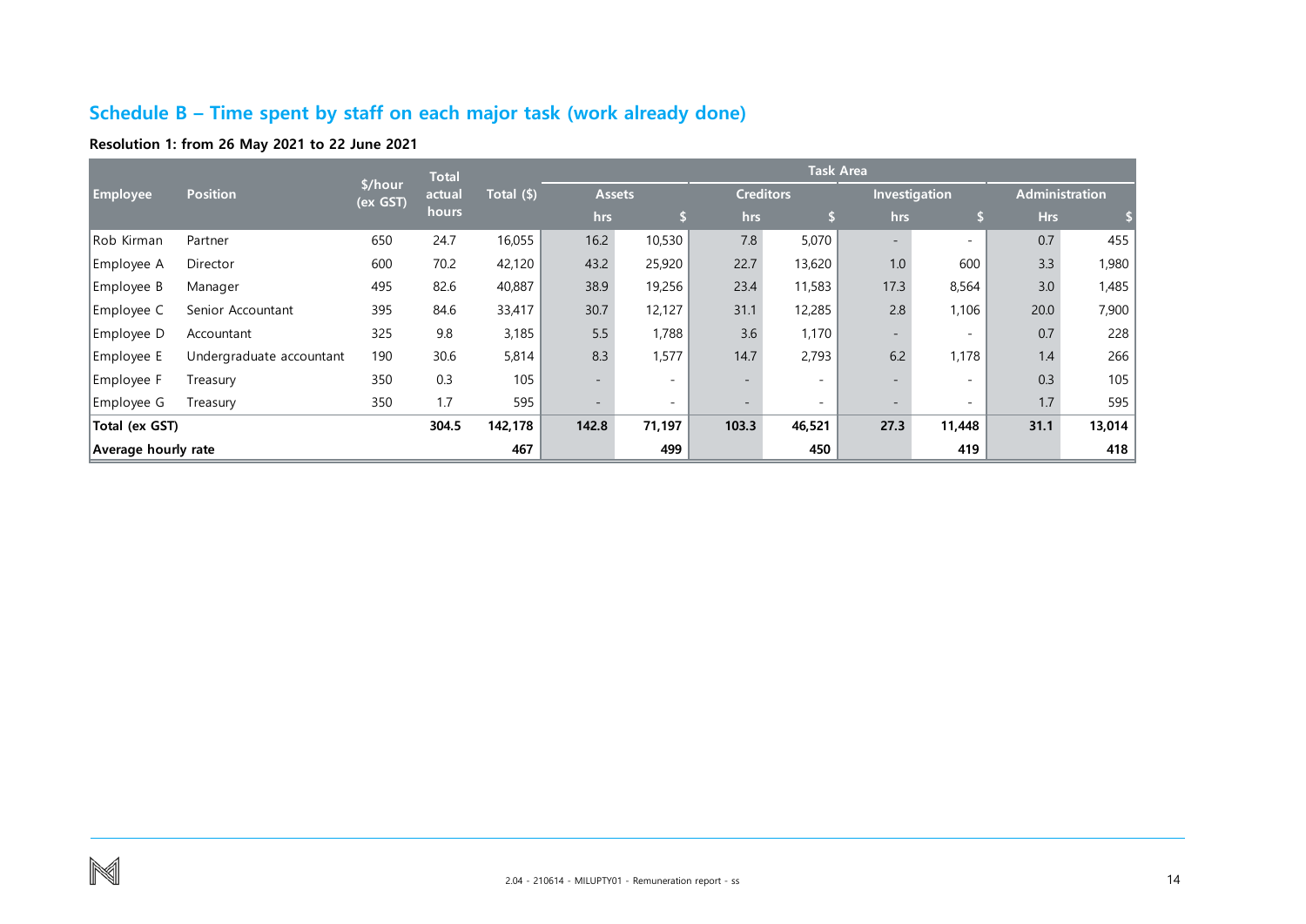## Schedule B – Time spent by staff on each major task (work already done)

**Resolution 1: from 26 May 2021 to 22 June 2021**

| Employee | Position | $/hour (ex GST) | Total actual hours | Total ($) | Task Area | | | | | | | |
|---|---|---|---|---|---|---|---|---|---|---|---|---|
| | | | | | Assets | | Creditors | | Investigation | | Administration | |
| | | | | | hrs | $ | hrs | $ | hrs | $ | Hrs | $ |
| Rob Kirman | Partner | 650 | 24.7 | 16,055 | 16.2 | 10,530 | 7.8 | 5,070 | - | - | 0.7 | 455 |
| Employee A | Director | 600 | 70.2 | 42,120 | 43.2 | 25,920 | 22.7 | 13,620 | 1.0 | 600 | 3.3 | 1,980 |
| Employee B | Manager | 495 | 82.6 | 40,887 | 38.9 | 19,256 | 23.4 | 11,583 | 17.3 | 8,564 | 3.0 | 1,485 |
| Employee C | Senior Accountant | 395 | 84.6 | 33,417 | 30.7 | 12,127 | 31.1 | 12,285 | 2.8 | 1,106 | 20.0 | 7,900 |
| Employee D | Accountant | 325 | 9.8 | 3,185 | 5.5 | 1,788 | 3.6 | 1,170 | - | - | 0.7 | 228 |
| Employee E | Undergraduate accountant | 190 | 30.6 | 5,814 | 8.3 | 1,577 | 14.7 | 2,793 | 6.2 | 1,178 | 1.4 | 266 |
| Employee F | Treasury | 350 | 0.3 | 105 | - | - | - | - | - | - | 0.3 | 105 |
| Employee G | Treasury | 350 | 1.7 | 595 | - | - | - | - | - | - | 1.7 | 595 |
| **Total (ex GST)** | | | **304.5** | **142,178** | **142.8** | **71,197** | **103.3** | **46,521** | **27.3** | **11,448** | **31.1** | **13,014** |
| **Average hourly rate** | | | | **467** | | **499** | | **450** | | **419** | | **418** |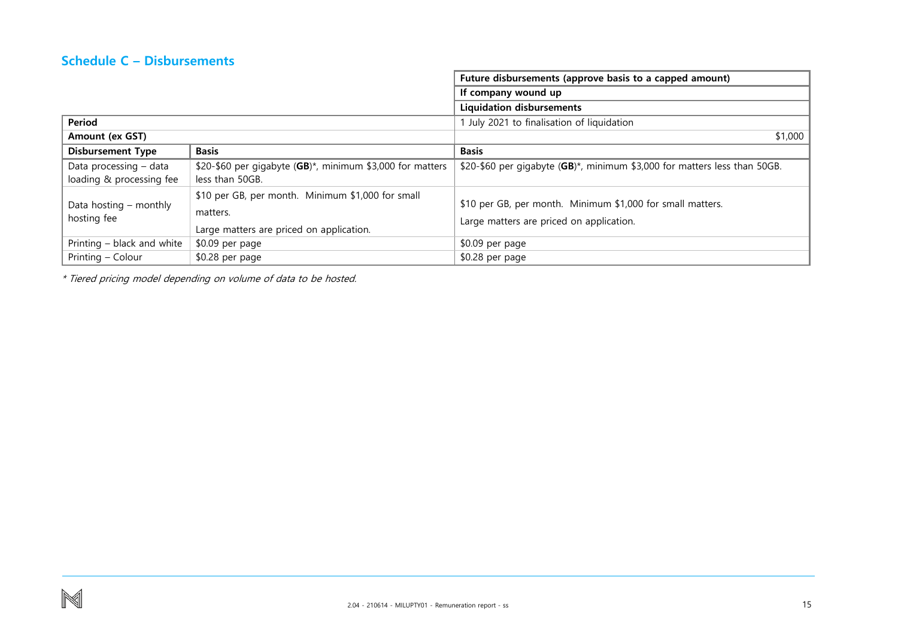## Schedule C – Disbursements

| | | Future disbursements (approve basis to a capped amount) |
|---|---|---|
| | | If company wound up |
| | | Liquidation disbursements |
| **Period** | | 1 July 2021 to finalisation of liquidation |
| **Amount (ex GST)** | | $1,000 |
| **Disbursement Type** | **Basis** | **Basis** |
| Data processing – data loading & processing fee | $20-$60 per gigabyte (**GB**)*, minimum $3,000 for matters less than 50GB. | $20-$60 per gigabyte (**GB**)*, minimum $3,000 for matters less than 50GB. |
| Data hosting – monthly hosting fee | $10 per GB, per month. Minimum $1,000 for small matters. Large matters are priced on application. | $10 per GB, per month. Minimum $1,000 for small matters. Large matters are priced on application. |
| Printing – black and white | $0.09 per page | $0.09 per page |
| Printing – Colour | $0.28 per page | $0.28 per page |

*\* Tiered pricing model depending on volume of data to be hosted.*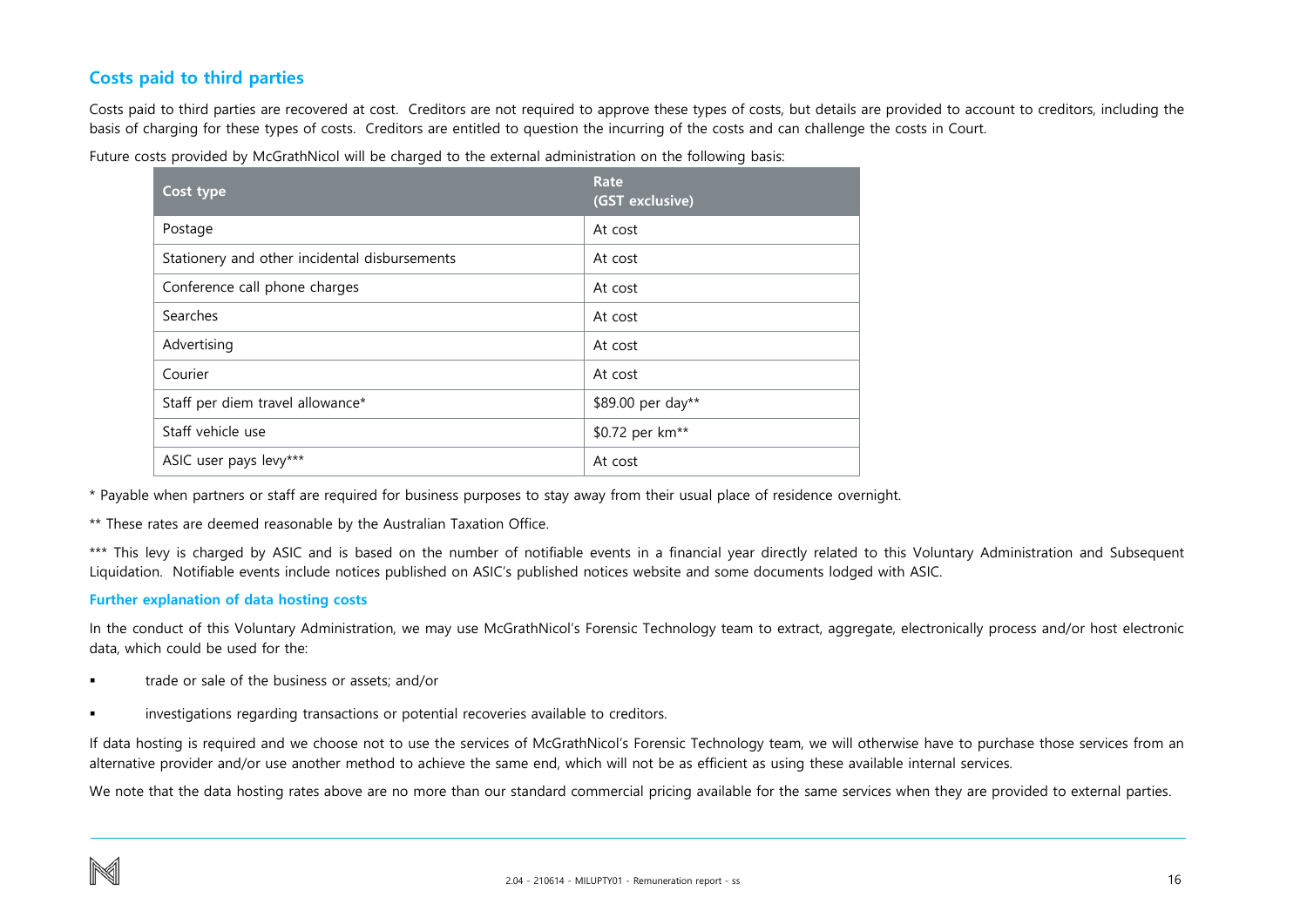## Costs paid to third parties

Costs paid to third parties are recovered at cost. Creditors are not required to approve these types of costs, but details are provided to account to creditors, including the basis of charging for these types of costs. Creditors are entitled to question the incurring of the costs and can challenge the costs in Court.

Future costs provided by McGrathNicol will be charged to the external administration on the following basis:

| Cost type | Rate (GST exclusive) |
| --- | --- |
| Postage | At cost |
| Stationery and other incidental disbursements | At cost |
| Conference call phone charges | At cost |
| Searches | At cost |
| Advertising | At cost |
| Courier | At cost |
| Staff per diem travel allowance* | $89.00 per day** |
| Staff vehicle use | $0.72 per km** |
| ASIC user pays levy*** | At cost |

* Payable when partners or staff are required for business purposes to stay away from their usual place of residence overnight.

** These rates are deemed reasonable by the Australian Taxation Office.

*** This levy is charged by ASIC and is based on the number of notifiable events in a financial year directly related to this Voluntary Administration and Subsequent Liquidation. Notifiable events include notices published on ASIC's published notices website and some documents lodged with ASIC.

### Further explanation of data hosting costs

In the conduct of this Voluntary Administration, we may use McGrathNicol's Forensic Technology team to extract, aggregate, electronically process and/or host electronic data, which could be used for the:

- trade or sale of the business or assets; and/or
- investigations regarding transactions or potential recoveries available to creditors.

If data hosting is required and we choose not to use the services of McGrathNicol's Forensic Technology team, we will otherwise have to purchase those services from an alternative provider and/or use another method to achieve the same end, which will not be as efficient as using these available internal services.

We note that the data hosting rates above are no more than our standard commercial pricing available for the same services when they are provided to external parties.